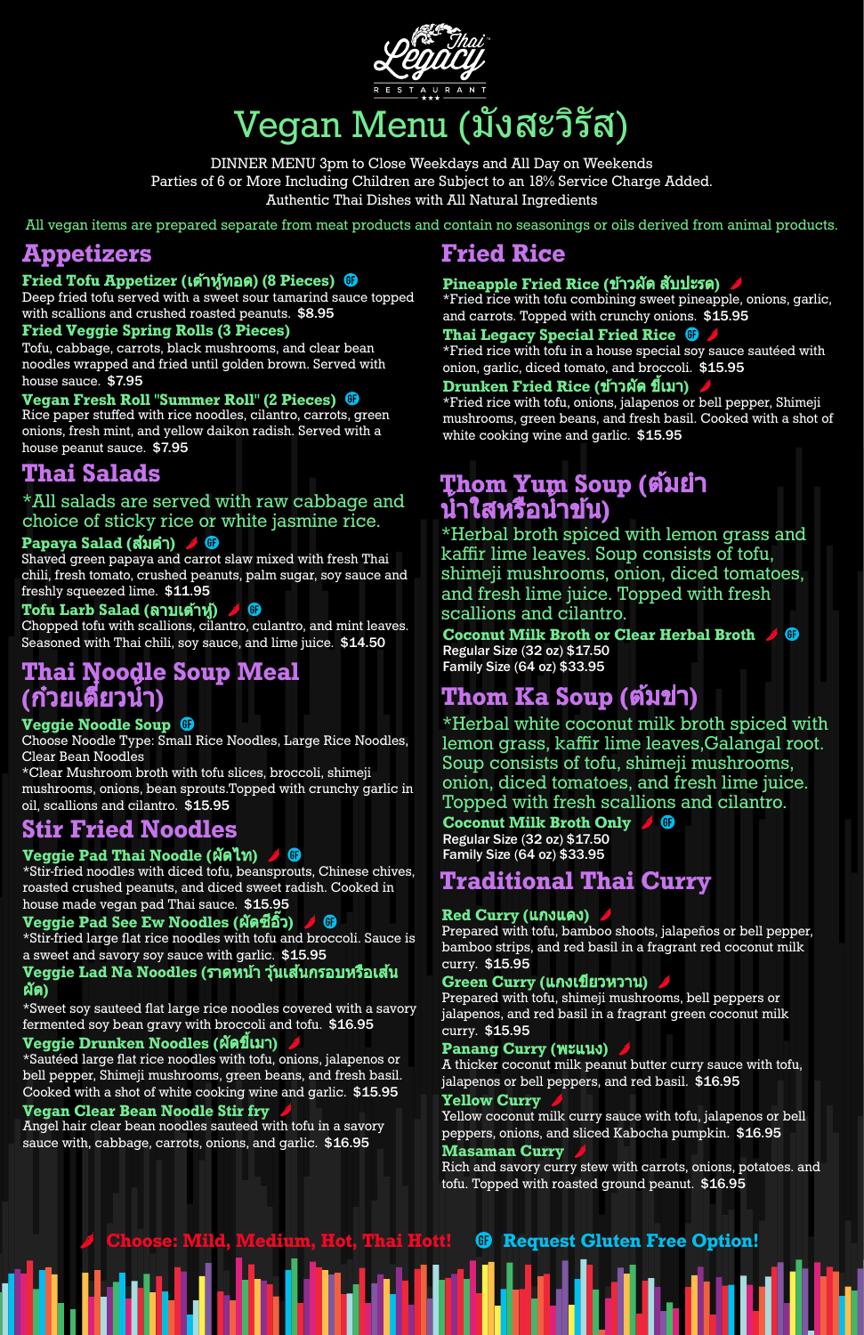Thai Legacy RESTAURANT

# Vegan Menu (มังสะวิรัส)

DINNER MENU 3pm to Close Weekdays and All Day on Weekends
Parties of 6 or More Including Children are Subject to an 18% Service Charge Added.
Authentic Thai Dishes with All Natural Ingredients

All vegan items are prepared separate from meat products and contain no seasonings or oils derived from animal products.

## Appetizers

**Fried Tofu Appetizer (เต้าหู้ทอด) (8 Pieces)** GF
Deep fried tofu served with a sweet sour tamarind sauce topped with scallions and crushed roasted peanuts. $8.95

**Fried Veggie Spring Rolls (3 Pieces)**
Tofu, cabbage, carrots, black mushrooms, and clear bean noodles wrapped and fried until golden brown. Served with house sauce. $7.95

**Vegan Fresh Roll "Summer Roll" (2 Pieces)** GF
Rice paper stuffed with rice noodles, cilantro, carrots, green onions, fresh mint, and yellow daikon radish. Served with a house peanut sauce. $7.95

## Thai Salads

*All salads are served with raw cabbage and choice of sticky rice or white jasmine rice.

**Papaya Salad (ส้มตำ)** 🌶 GF
Shaved green papaya and carrot slaw mixed with fresh Thai chili, fresh tomato, crushed peanuts, palm sugar, soy sauce and freshly squeezed lime. $11.95

**Tofu Larb Salad (ลาบเต้าหู้)** 🌶 GF
Chopped tofu with scallions, cilantro, culantro, and mint leaves. Seasoned with Thai chili, soy sauce, and lime juice. $14.50

## Thai Noodle Soup Meal (ก๋วยเตี๋ยวน้ำ)

**Veggie Noodle Soup** GF
Choose Noodle Type: Small Rice Noodles, Large Rice Noodles, Clear Bean Noodles
*Clear Mushroom broth with tofu slices, broccoli, shimeji mushrooms, onions, bean sprouts.Topped with crunchy garlic in oil, scallions and cilantro. $15.95

## Stir Fried Noodles

**Veggie Pad Thai Noodle (ผัดไท)** 🌶 GF
*Stir-fried noodles with diced tofu, beansprouts, Chinese chives, roasted crushed peanuts, and diced sweet radish. Cooked in house made vegan pad Thai sauce. $15.95

**Veggie Pad See Ew Noodles (ผัดซีอิ๊ว)** 🌶 GF
*Stir-fried large flat rice noodles with tofu and broccoli. Sauce is a sweet and savory soy sauce with garlic. $15.95

**Veggie Lad Na Noodles (ราดหน้า วุ้นเส้นกรอบหรือเส้นผัด)**
*Sweet soy sauteed flat large rice noodles covered with a savory fermented soy bean gravy with broccoli and tofu. $16.95

**Veggie Drunken Noodles (ผัดขี้เมา)** 🌶
*Sautéed large flat rice noodles with tofu, onions, jalapenos or bell pepper, Shimeji mushrooms, green beans, and fresh basil. Cooked with a shot of white cooking wine and garlic. $15.95

**Vegan Clear Bean Noodle Stir fry** 🌶
Angel hair clear bean noodles sauteed with tofu in a savory sauce with, cabbage, carrots, onions, and garlic. $16.95

## Fried Rice

**Pineapple Fried Rice (ข้าวผัด สับปะรด)** 🌶
*Fried rice with tofu combining sweet pineapple, onions, garlic, and carrots. Topped with crunchy onions. $15.95

**Thai Legacy Special Fried Rice** GF 🌶
*Fried rice with tofu in a house special soy sauce sautéed with onion, garlic, diced tomato, and broccoli. $15.95

**Drunken Fried Rice (ข้าวผัด ขี้เมา)** 🌶
*Fried rice with tofu, onions, jalapenos or bell pepper, Shimeji mushrooms, green beans, and fresh basil. Cooked with a shot of white cooking wine and garlic. $15.95

## Thom Yum Soup (ต้มยำ น้ำใสหรือน้ำข้น)

*Herbal broth spiced with lemon grass and kaffir lime leaves. Soup consists of tofu, shimeji mushrooms, onion, diced tomatoes, and fresh lime juice. Topped with fresh scallions and cilantro.

**Coconut Milk Broth or Clear Herbal Broth** 🌶 GF
Regular Size (32 oz) $17.50
Family Size (64 oz) $33.95

## Thom Ka Soup (ต้มข่า)

*Herbal white coconut milk broth spiced with lemon grass, kaffir lime leaves,Galangal root. Soup consists of tofu, shimeji mushrooms, onion, diced tomatoes, and fresh lime juice. Topped with fresh scallions and cilantro.

**Coconut Milk Broth Only** 🌶 GF
Regular Size (32 oz) $17.50
Family Size (64 oz) $33.95

## Traditional Thai Curry

**Red Curry (แกงแดง)** 🌶
Prepared with tofu, bamboo shoots, jalapeños or bell pepper, bamboo strips, and red basil in a fragrant red coconut milk curry. $15.95

**Green Curry (แกงเขียวหวาน)** 🌶
Prepared with tofu, shimeji mushrooms, bell peppers or jalapenos, and red basil in a fragrant green coconut milk curry. $15.95

**Panang Curry (พะแนง)** 🌶
A thicker coconut milk peanut butter curry sauce with tofu, jalapenos or bell peppers, and red basil. $16.95

**Yellow Curry** 🌶
Yellow coconut milk curry sauce with tofu, jalapenos or bell peppers, onions, and sliced Kabocha pumpkin. $16.95

**Masaman Curry** 🌶
Rich and savory curry stew with carrots, onions, potatoes. and tofu. Topped with roasted ground peanut. $16.95

🌶 **Choose: Mild, Medium, Hot, Thai Hott!** GF **Request Gluten Free Option!**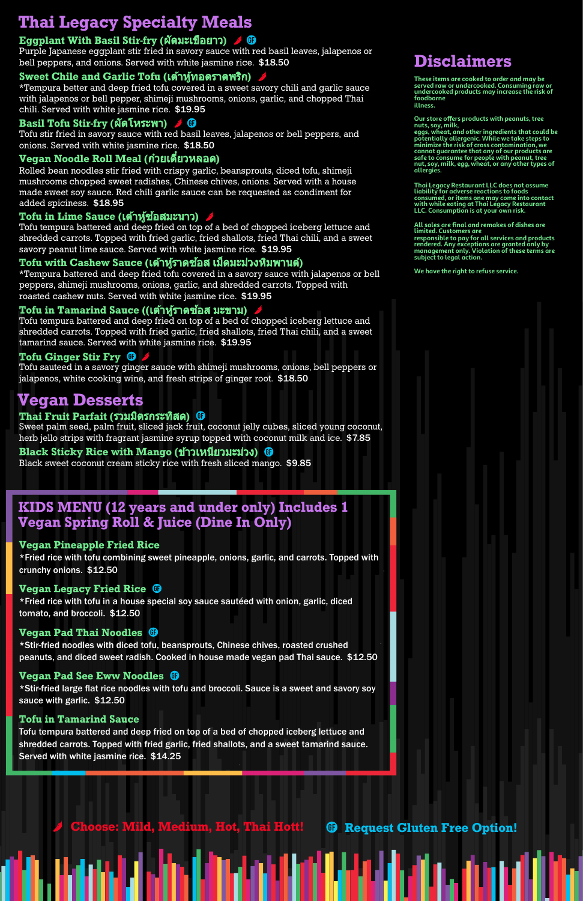# Thai Legacy Specialty Meals

### Eggplant With Basil Stir-fry (ผัดมะเขือยาว) GF

Purple Japanese eggplant stir fried in savory sauce with red basil leaves, jalapenos or bell peppers, and onions. Served with white jasmine rice. $18.50

### Sweet Chile and Garlic Tofu (เต้าหู้ทอดราดพริก)

*Tempura better and deep fried tofu covered in a sweet savory chili and garlic sauce with jalapenos or bell pepper, shimeji mushrooms, onions, garlic, and chopped Thai chili. Served with white jasmine rice. $19.95

### Basil Tofu Stir-fry (ผัดโหระพา) GF

Tofu stir fried in savory sauce with red basil leaves, jalapenos or bell peppers, and onions. Served with white jasmine rice. $18.50

### Vegan Noodle Roll Meal (ก๋วยเตี๋ยวหลอด)

Rolled bean noodles stir fried with crispy garlic, beansprouts, diced tofu, shimeji mushrooms chopped sweet radishes, Chinese chives, onions. Served with a house made sweet soy sauce. Red chili garlic sauce can be requested as condiment for added spiciness. $18.95

### Tofu in Lime Sauce (เต้าหู้ซ้อสมะนาว)

Tofu tempura battered and deep fried on top of a bed of chopped iceberg lettuce and shredded carrots. Topped with fried garlic, fried shallots, fried Thai chili, and a sweet savory peanut lime sauce. Served with white jasmine rice. $19.95

### Tofu with Cashew Sauce (เต้าหู้ราดซ้อส เม็ดมะม่วงหิมพานต์)

*Tempura battered and deep fried tofu covered in a savory sauce with jalapenos or bell peppers, shimeji mushrooms, onions, garlic, and shredded carrots. Topped with roasted cashew nuts. Served with white jasmine rice. $19.95

### Tofu in Tamarind Sauce ((เต้าหู้ราดซ้อส มะขาม)

Tofu tempura battered and deep fried on top of a bed of chopped iceberg lettuce and shredded carrots. Topped with fried garlic, fried shallots, fried Thai chili, and a sweet tamarind sauce. Served with white jasmine rice. $19.95

### Tofu Ginger Stir Fry GF

Tofu sauteed in a savory ginger sauce with shimeji mushrooms, onions, bell peppers or jalapenos, white cooking wine, and fresh strips of ginger root. $18.50

# Vegan Desserts

### Thai Fruit Parfait (รวมมิตรกระทิสด) GF

Sweet palm seed, palm fruit, sliced jack fruit, coconut jelly cubes, sliced young coconut, herb jello strips with fragrant jasmine syrup topped with coconut milk and ice. $7.85

### Black Sticky Rice with Mango (ข้าวเหนียวมะม่วง) GF

Black sweet coconut cream sticky rice with fresh sliced mango. $9.85

# KIDS MENU (12 years and under only) Includes 1 Vegan Spring Roll & Juice (Dine In Only)

### Vegan Pineapple Fried Rice

*Fried rice with tofu combining sweet pineapple, onions, garlic, and carrots. Topped with crunchy onions. $12.50

### Vegan Legacy Fried Rice GF

*Fried rice with tofu in a house special soy sauce sautéed with onion, garlic, diced tomato, and broccoli. $12.50

### Vegan Pad Thai Noodles GF

*Stir-fried noodles with diced tofu, beansprouts, Chinese chives, roasted crushed peanuts, and diced sweet radish. Cooked in house made vegan pad Thai sauce. $12.50

### Vegan Pad See Eww Noodles GF

*Stir-fried large flat rice noodles with tofu and broccoli. Sauce is a sweet and savory soy sauce with garlic. $12.50

### Tofu in Tamarind Sauce

Tofu tempura battered and deep fried on top of a bed of chopped iceberg lettuce and shredded carrots. Topped with fried garlic, fried shallots, and a sweet tamarind sauce. Served with white jasmine rice. $14.25

# Disclaimers

These items are cooked to order and may be served raw or undercooked. Consuming raw or undercooked products may increase the risk of foodborne illness.

Our store offers products with peanuts, tree nuts, soy, milk, eggs, wheat, and other ingredients that could be potentially allergenic. While we take steps to minimize the risk of cross contamination, we cannot guarantee that any of our products are safe to consume for people with peanut, tree nut, soy, milk, egg, wheat, or any other types of allergies.

Thai Legacy Restaurant LLC does not assume liability for adverse reactions to foods consumed, or items one may come into contact with while eating at Thai Legacy Restaurant LLC. Consumption is at your own risk.

All sales are final and remakes of dishes are limited. Customers are responsible to pay for all services and products rendered. Any exceptions are granted only by management only. Violation of these terms are subject to legal action.

We have the right to refuse service.

Choose: Mild, Medium, Hot, Thai Hott!

GF Request Gluten Free Option!